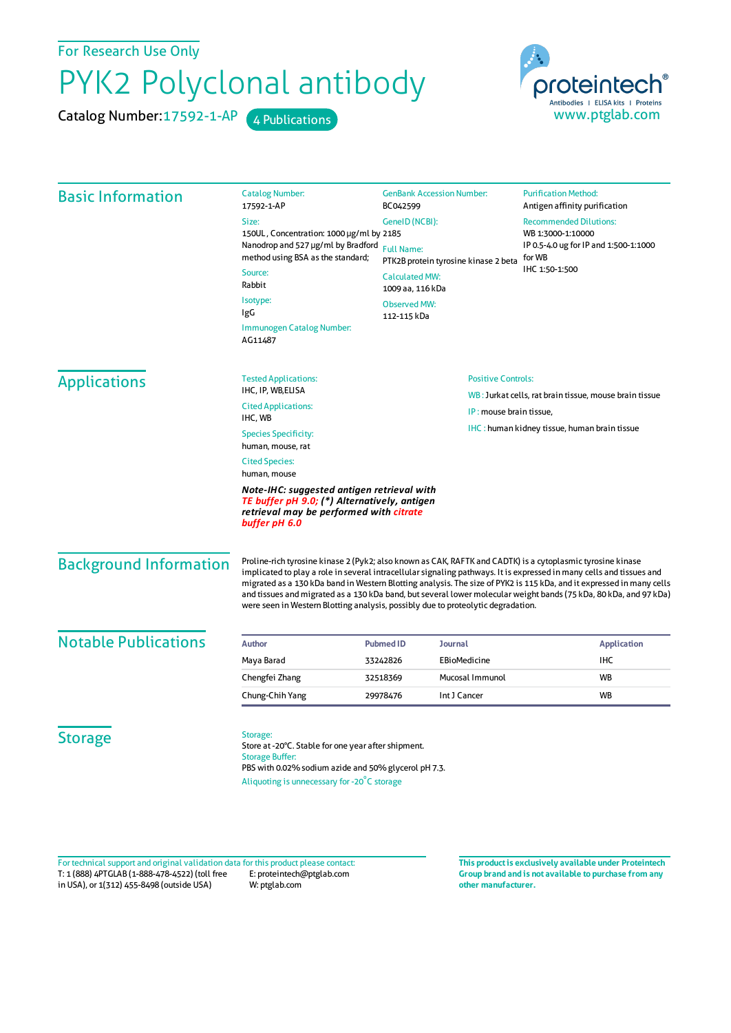For Research Use Only

# PYK2 Polyclonal antibody

Catalog Number: 17592-1-AP    4 Publications

proteintech® Antibodies | ELISA kits | Proteins
www.ptglab.com

## Basic Information

Catalog Number:
17592-1-AP

Size:
150UL , Concentration: 1000 μg/ml by Nanodrop and 527 μg/ml by Bradford method using BSA as the standard;

Source:
Rabbit

Isotype:
IgG

Immunogen Catalog Number:
AG11487

GenBank Accession Number:
BC042599

GeneID (NCBI):
2185

Full Name:
PTK2B protein tyrosine kinase 2 beta

Calculated MW:
1009 aa, 116 kDa

Observed MW:
112-115 kDa

Purification Method:
Antigen affinity purification

Recommended Dilutions:
WB 1:3000-1:10000
IP 0.5-4.0 ug for IP and 1:500-1:1000 for WB
IHC 1:50-1:500

## Applications

Tested Applications:
IHC, IP, WB,ELISA

Cited Applications:
IHC, WB

Species Specificity:
human, mouse, rat

Cited Species:
human, mouse

***Note-IHC: suggested antigen retrieval with TE buffer pH 9.0; (*) Alternatively, antigen retrieval may be performed with citrate buffer pH 6.0***

Positive Controls:

WB : Jurkat cells, rat brain tissue, mouse brain tissue

IP : mouse brain tissue,

IHC : human kidney tissue, human brain tissue

## Background Information

Proline-rich tyrosine kinase 2 (Pyk2; also known as CAK, RAFTK and CADTK) is a cytoplasmic tyrosine kinase implicated to play a role in several intracellular signaling pathways. It is expressed in many cells and tissues and migrated as a 130 kDa band in Western Blotting analysis. The size of PYK2 is 115 kDa, and it expressed in many cells and tissues and migrated as a 130 kDa band, but several lower molecular weight bands (75 kDa, 80 kDa, and 97 kDa) were seen in Western Blotting analysis, possibly due to proteolytic degradation.

## Notable Publications

| Author | Pubmed ID | Journal | Application |
| --- | --- | --- | --- |
| Maya Barad | 33242826 | EBioMedicine | IHC |
| Chengfei Zhang | 32518369 | Mucosal Immunol | WB |
| Chung-Chih Yang | 29978476 | Int J Cancer | WB |

## Storage

Storage:
Store at -20°C. Stable for one year after shipment.
Storage Buffer:
PBS with 0.02% sodium azide and 50% glycerol pH 7.3.
Aliquoting is unnecessary for -20°C storage

For technical support and original validation data for this product please contact:
T: 1 (888) 4PTGLAB (1-888-478-4522) (toll free in USA), or 1(312) 455-8498 (outside USA)
E: proteintech@ptglab.com
W: ptglab.com

**This product is exclusively available under Proteintech Group brand and is not available to purchase from any other manufacturer.**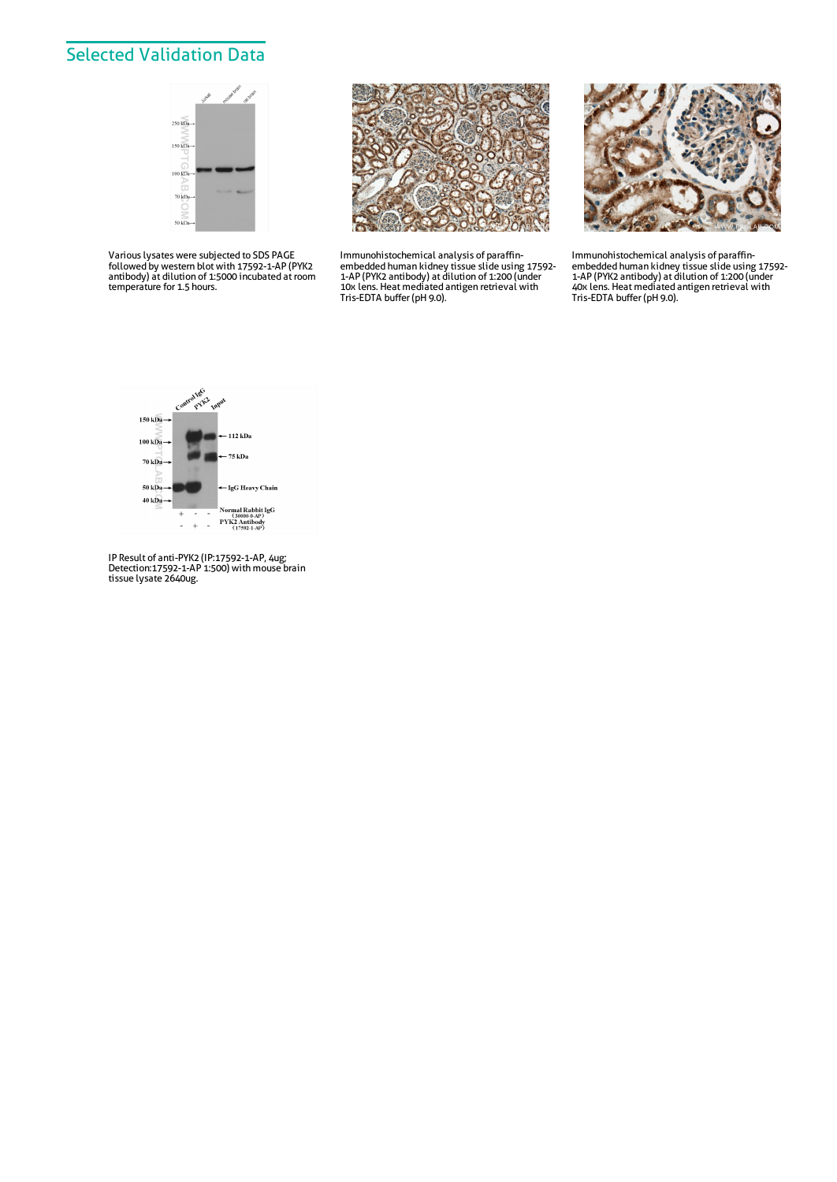## Selected Validation Data

Various lysates were subjected to SDS PAGE followed by western blot with 17592-1-AP (PYK2 antibody) at dilution of 1:5000 incubated at room temperature for 1.5 hours.

Immunohistochemical analysis of paraffin-embedded human kidney tissue slide using 17592-1-AP (PYK2 antibody) at dilution of 1:200 (under 10x lens. Heat mediated antigen retrieval with Tris-EDTA buffer (pH 9.0).

Immunohistochemical analysis of paraffin-embedded human kidney tissue slide using 17592-1-AP (PYK2 antibody) at dilution of 1:200 (under 40x lens. Heat mediated antigen retrieval with Tris-EDTA buffer (pH 9.0).

IP Result of anti-PYK2 (IP:17592-1-AP, 4ug; Detection:17592-1-AP 1:500) with mouse brain tissue lysate 2640ug.